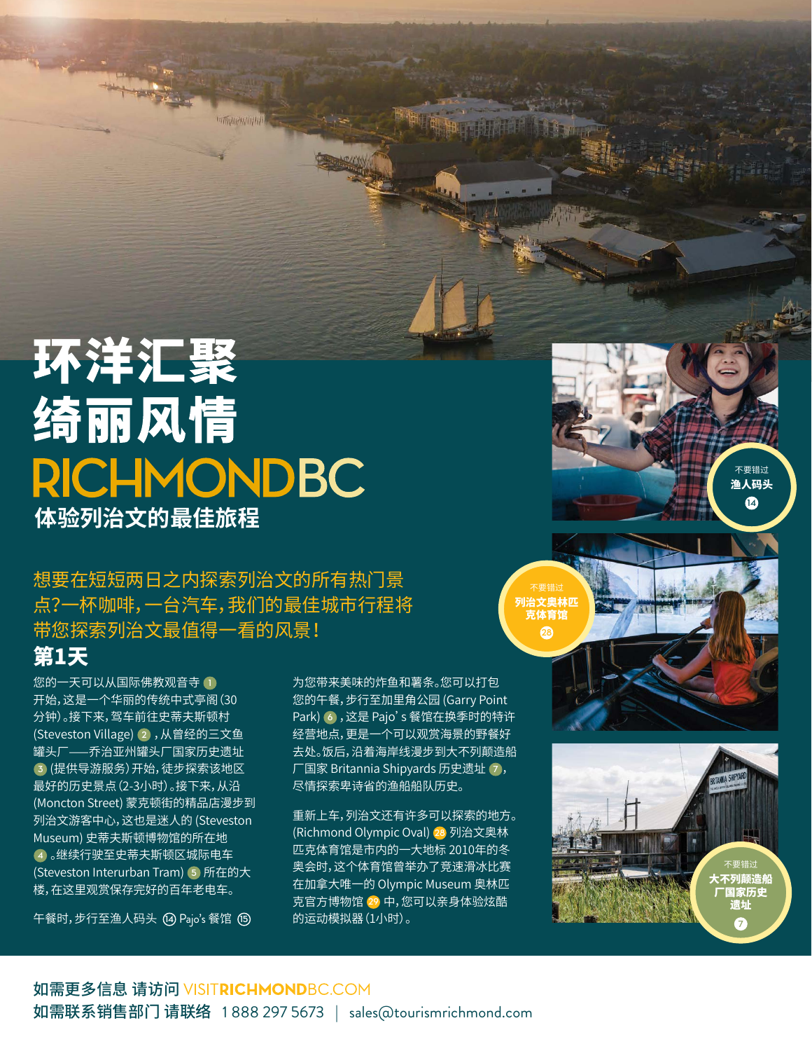# 环洋汇聚 绮丽风情

# RICHMONDBC

## 体验列治文的最佳旅程

想要在短短两日之内探索列治文的所有热门景点?一杯咖啡,一台汽车,我们的最佳城市行程将带您探索列治文最值得一看的风景!

### 第1天

您的一天可以从国际佛教观音寺 ① 开始,这是一个华丽的传统中式亭阁(30分钟)。接下来,驾车前往史蒂夫斯顿村(Steveston Village) ②,从曾经的三文鱼罐头厂——乔治亚州罐头厂国家历史遗址 ③ (提供导游服务)开始,徒步探索该地区最好的历史景点(2-3小时)。接下来,从沿(Moncton Street)蒙克顿街的精品店漫步到列治文游客中心,这也是迷人的(Steveston Museum)史蒂夫斯顿博物馆的所在地 ④。继续行驶至史蒂夫斯顿区城际电车(Steveston Interurban Tram) ⑤ 所在的大楼,在这里观赏保存完好的百年老电车。

午餐时,步行至渔人码头 ⑭ Pajo's 餐馆 ⑮ 为您带来美味的炸鱼和薯条。您可以打包您的午餐,步行至加里角公园(Garry Point Park) ⑥,这是 Pajo's 餐馆在换季时的特许经营地点,更是一个可以观赏海景的野餐好去处。饭后,沿着海岸线漫步到大不列颠造船厂国家 Britannia Shipyards 历史遗址 ⑦,尽情探索卑诗省的渔船船队历史。

重新上车,列治文还有许多可以探索的地方。(Richmond Olympic Oval) ㉘ 列治文奥林匹克体育馆是市内的一大地标 2010年的冬奥会时,这个体育馆曾举办了竞速滑冰比赛在加拿大唯一的 Olympic Museum 奥林匹克官方博物馆 ㉙ 中,您可以亲身体验炫酷的运动模拟器(1小时)。

不要错过 **渔人码头** ⑭

不要错过 **列治文奥林匹克体育馆** ㉘

不要错过 **大不列颠造船厂国家历史遗址** ⑦

**如需更多信息 请访问** VISITRICHMONDBC.COM
**如需联系销售部门 请联络** 1 888 297 5673 | sales@tourismrichmond.com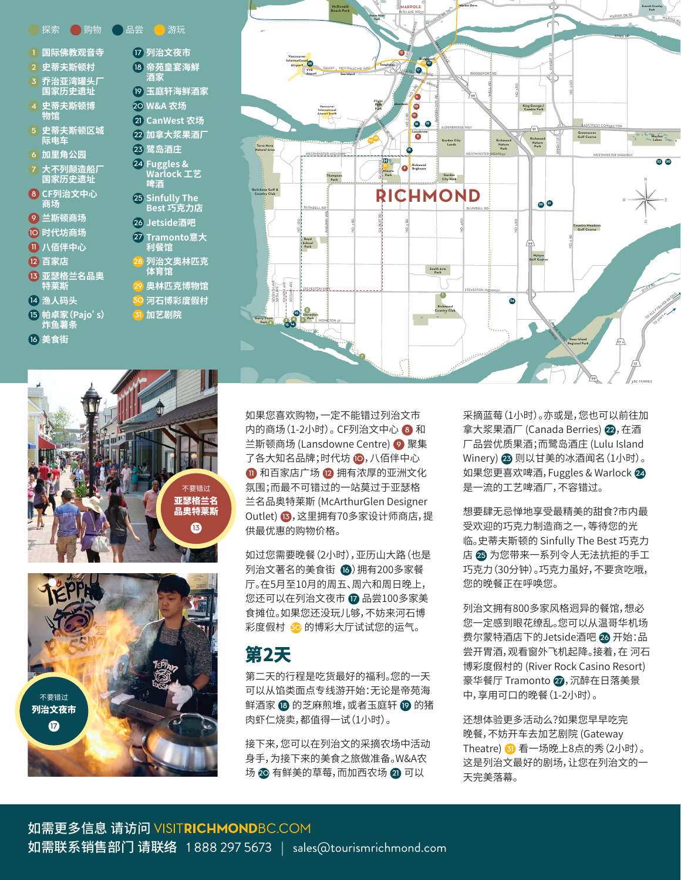探索 购物 品尝 游玩

1. 国际佛教观音寺
2. 史蒂夫斯顿村
3. 乔治亚湾罐头厂国家历史遗址
4. 史蒂夫斯顿博物馆
5. 史蒂夫斯顿区城际电车
6. 加里角公园
7. 大不列颠造船厂国家历史遗址
8. CF列治文中心商场
9. 兰斯顿商场
10. 时代坊商场
11. 八佰伴中心
12. 百家店
13. 亚瑟格兰名品奥特莱斯
14. 渔人码头
15. 帕卓家(Pajo's)炸鱼薯条
16. 美食街
17. 列治文夜市
18. 帝苑皇宴海鲜酒家
19. 玉庭轩海鲜酒家
20. W&A 农场
21. CanWest 农场
22. 加拿大浆果酒厂
23. 鹭岛酒庄
24. Fuggles & Warlock 工艺啤酒
25. Sinfully The Best 巧克力店
26. Jetside酒吧
27. Tramonto意大利餐馆
28. 列治文奥林匹克体育馆
29. 奥林匹克博物馆
30. 河石博彩度假村
31. 加艺剧院

RICHMOND

不要错过
亚瑟格兰名品奥特莱斯
13

不要错过
列治文夜市
17

如果您喜欢购物，一定不能错过列治文市内的商场（1-2小时）。CF列治文中心 8 和兰斯顿商场 (Lansdowne Centre) 9 聚集了各大知名品牌；时代坊 10，八佰伴中心 11 和百家店广场 12 拥有浓厚的亚洲文化氛围；而最不可错过的一站莫过于亚瑟格兰名品奥特莱斯 (McArthurGlen Designer Outlet) 13，这里拥有70多家设计师商店，提供最优惠的购物价格。

如过您需要晚餐（2小时），亚历山大路（也是列治文著名的美食街 16）拥有200多家餐厅。在5月至10月的周五、周六和周日晚上，您还可以在列治文夜市 17 品尝100多家美食摊位。如果您还没玩儿够，不妨来河石博彩度假村 30 的博彩大厅试试您的运气。

## 第2天

第二天的行程是吃货最好的福利。您的一天可以从馅类面点专线游开始：无论是帝苑海鲜酒家 18 的芝麻煎堆，或者玉庭轩 19 的猪肉虾仁烧卖，都值得一试（1小时）。

接下来，您可以在列治文的采摘农场中活动身手，为接下来的美食之旅做准备。W&A农场 20 有鲜美的草莓，而加西农场 21 可以采摘蓝莓（1小时）。亦或是，您也可以前往加拿大浆果酒厂 (Canada Berries) 22，在酒厂品尝优质果酒；而鹭岛酒庄 (Lulu Island Winery) 23 则以甘美的冰酒闻名（1小时）。如果您更喜欢啤酒，Fuggles & Warlock 24 是一流的工艺啤酒厂，不容错过。

想要肆无忌惮地享受最精美的甜食？市内最受欢迎的巧克力制造商之一，等待您的光临。史蒂夫斯顿的 Sinfully The Best 巧克力店 25 为您带来一系列令人无法抗拒的手工巧克力（30分钟）。巧克力虽好，不要贪吃哦，您的晚餐正在呼唤您。

列治文拥有800多家风格迥异的餐馆，想必您一定感到目不暇接。您可以从温哥华机场费尔蒙特酒店下的Jetside酒吧 26 开始：品尝开胃酒，观看窗外飞机起降。接着，在 河石博彩度假村的 (River Rock Casino Resort) 豪华餐厅 Tramonto 27，沉醉在日落美景中，享用可口的晚餐（1-2小时）。

还想体验更多活动么?如果您早早吃完晚餐，不妨开车去加艺剧院 (Gateway Theatre) 31 看一场晚上8点的秀（2小时）。这是列治文最好的剧场，让您在列治文的一天完美落幕。

如需更多信息 请访问 VISITRICHMONDBC.COM
如需联系销售部门 请联络 1 888 297 5673 | sales@tourismrichmond.com